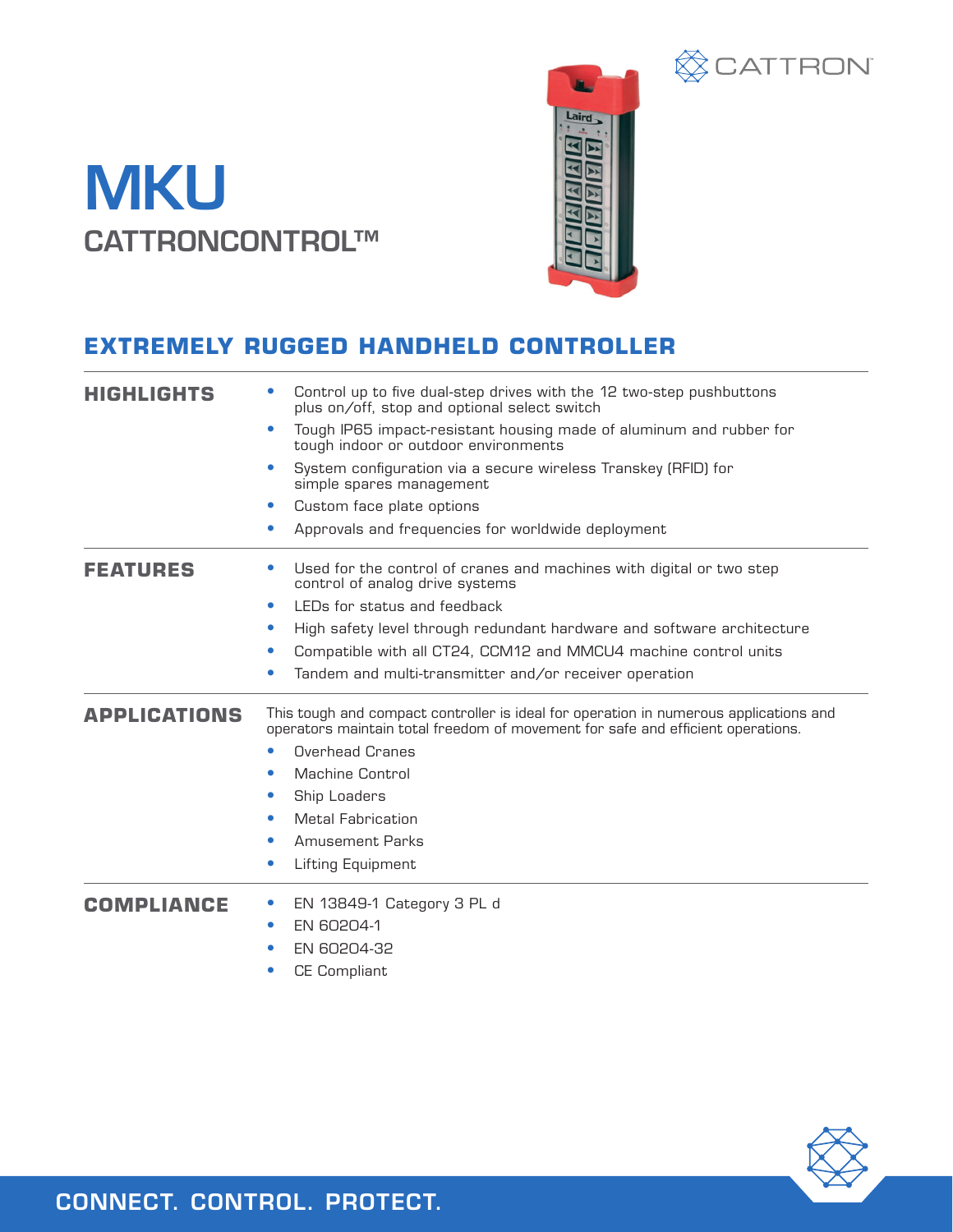# MKU

## CATTRONCONTROL™

## EXTREMELY RUGGED HANDHELD CONTROLLER

### HIGHLIGHTS

- Control up to five dual-step drives with the 12 two-step pushbuttons plus on/off, stop and optional select switch
- Tough IP65 impact-resistant housing made of aluminum and rubber for tough indoor or outdoor environments
- System configuration via a secure wireless Transkey (RFID) for simple spares management
- Custom face plate options
- Approvals and frequencies for worldwide deployment

### FEATURES

- Used for the control of cranes and machines with digital or two step control of analog drive systems
- LEDs for status and feedback
- High safety level through redundant hardware and software architecture
- Compatible with all CT24, CCM12 and MMCU4 machine control units
- Tandem and multi-transmitter and/or receiver operation

### APPLICATIONS

This tough and compact controller is ideal for operation in numerous applications and operators maintain total freedom of movement for safe and efficient operations.

- Overhead Cranes
- Machine Control
- Ship Loaders
- Metal Fabrication
- Amusement Parks
- Lifting Equipment

### COMPLIANCE

- EN 13849-1 Category 3 PL d
- EN 60204-1
- EN 60204-32
- CE Compliant

CONNECT. CONTROL. PROTECT.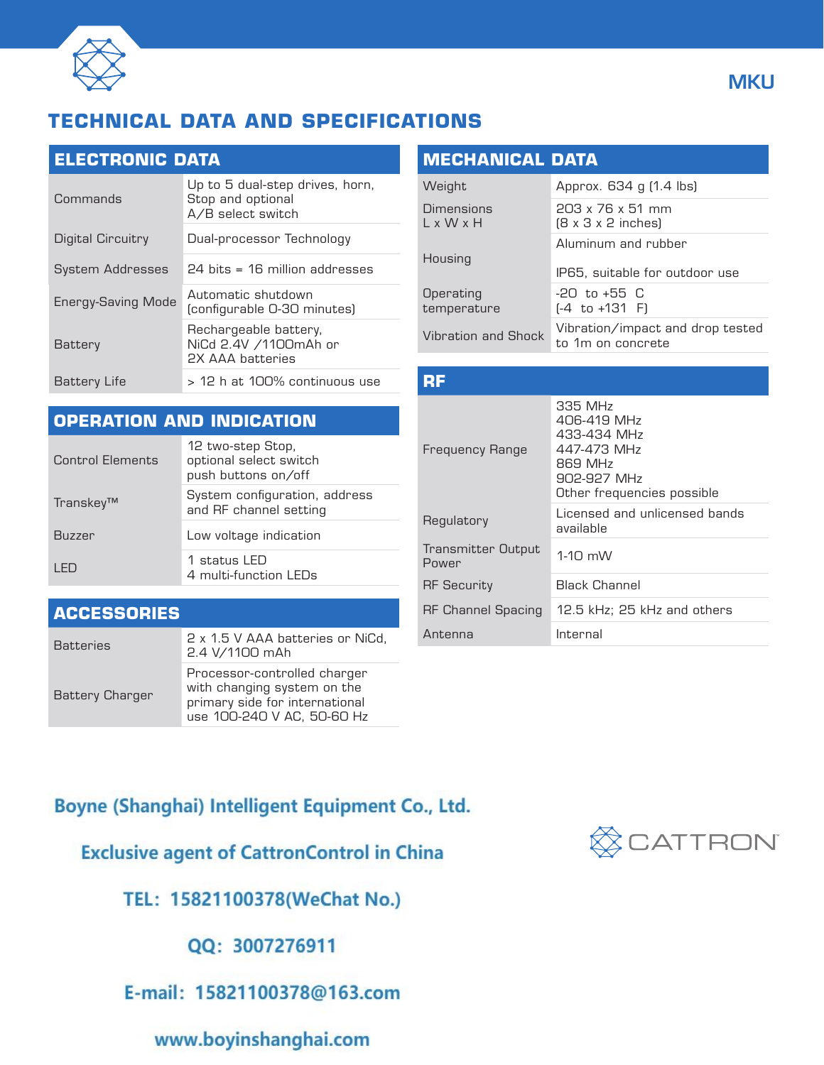MKU

# TECHNICAL DATA AND SPECIFICATIONS

## ELECTRONIC DATA

| | |
|---|---|
| Commands | Up to 5 dual-step drives, horn, Stop and optional A/B select switch |
| Digital Circuitry | Dual-processor Technology |
| System Addresses | 24 bits = 16 million addresses |
| Energy-Saving Mode | Automatic shutdown (configurable 0-30 minutes) |
| Battery | Rechargeable battery, NiCd 2.4V /1100mAh or 2X AAA batteries |
| Battery Life | > 12 h at 100% continuous use |

## OPERATION AND INDICATION

| | |
|---|---|
| Control Elements | 12 two-step Stop, optional select switch push buttons on/off |
| Transkey™ | System configuration, address and RF channel setting |
| Buzzer | Low voltage indication |
| LED | 1 status LED<br>4 multi-function LEDs |

## ACCESSORIES

| | |
|---|---|
| Batteries | 2 x 1.5 V AAA batteries or NiCd, 2.4 V/1100 mAh |
| Battery Charger | Processor-controlled charger with changing system on the primary side for international use 100-240 V AC, 50-60 Hz |

## MECHANICAL DATA

| | |
|---|---|
| Weight | Approx. 634 g (1.4 lbs) |
| Dimensions L x W x H | 203 x 76 x 51 mm (8 x 3 x 2 inches) |
| Housing | Aluminum and rubber<br>IP65, suitable for outdoor use |
| Operating temperature | -20 to +55 C (-4 to +131 F) |
| Vibration and Shock | Vibration/impact and drop tested to 1m on concrete |

## RF

| | |
|---|---|
| Frequency Range | 335 MHz<br>406-419 MHz<br>433-434 MHz<br>447-473 MHz<br>869 MHz<br>902-927 MHz<br>Other frequencies possible |
| Regulatory | Licensed and unlicensed bands available |
| Transmitter Output Power | 1-10 mW |
| RF Security | Black Channel |
| RF Channel Spacing | 12.5 kHz; 25 kHz and others |
| Antenna | Internal |

**Boyne (Shanghai) Intelligent Equipment Co., Ltd.**

**Exclusive agent of CattronControl in China**

**TEL: 15821100378(WeChat No.)**

**QQ: 3007276911**

**E-mail: 15821100378@163.com**

**www.boyinshanghai.com**

CATTRON™